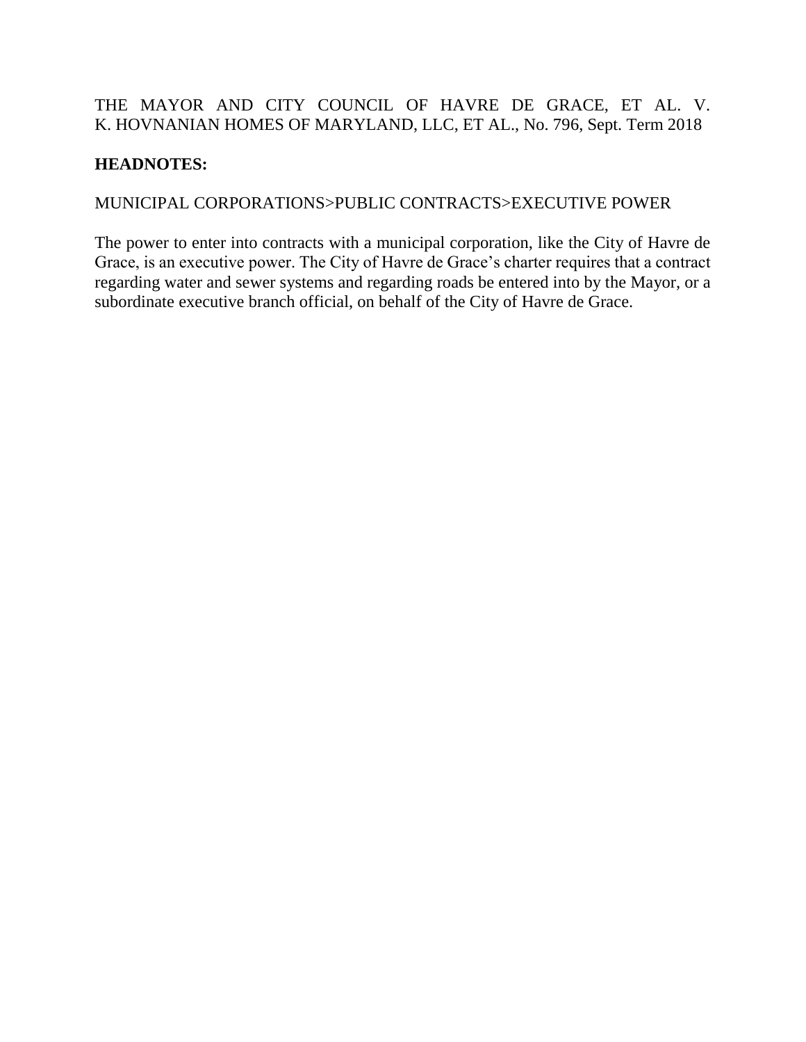THE MAYOR AND CITY COUNCIL OF HAVRE DE GRACE, ET AL. V. K. HOVNANIAN HOMES OF MARYLAND, LLC, ET AL., No. 796, Sept. Term 2018

**HEADNOTES:**

MUNICIPAL CORPORATIONS>PUBLIC CONTRACTS>EXECUTIVE POWER

The power to enter into contracts with a municipal corporation, like the City of Havre de Grace, is an executive power. The City of Havre de Grace's charter requires that a contract regarding water and sewer systems and regarding roads be entered into by the Mayor, or a subordinate executive branch official, on behalf of the City of Havre de Grace.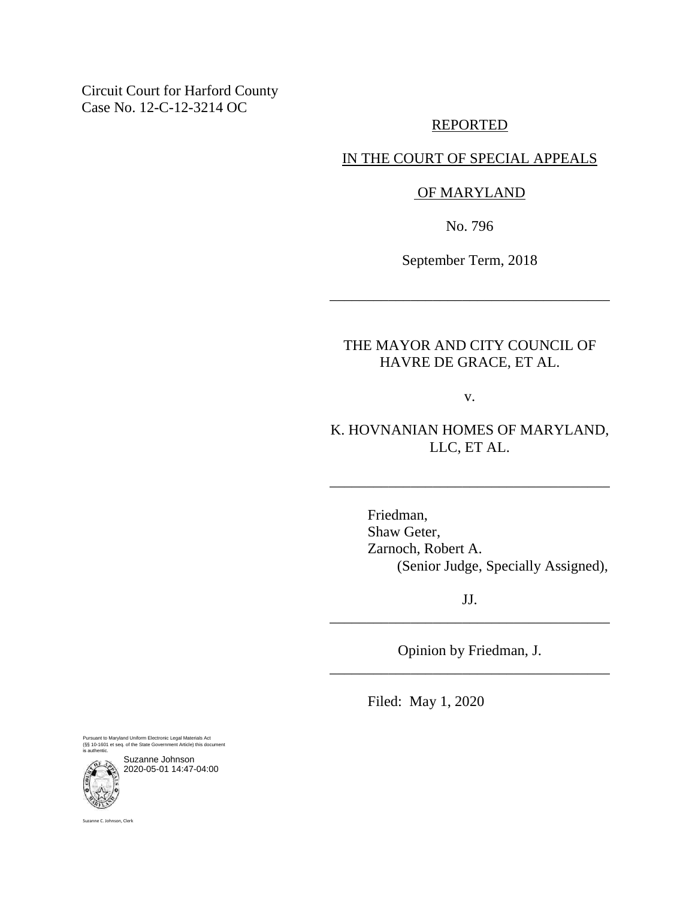Circuit Court for Harford County
Case No. 12-C-12-3214 OC

REPORTED

IN THE COURT OF SPECIAL APPEALS

OF MARYLAND

No. 796

September Term, 2018

---

THE MAYOR AND CITY COUNCIL OF HAVRE DE GRACE, ET AL.

v.

K. HOVNANIAN HOMES OF MARYLAND, LLC, ET AL.

---

Friedman,
Shaw Geter,
Zarnoch, Robert A.
(Senior Judge, Specially Assigned),

JJ.

---

Opinion by Friedman, J.

---

Filed: May 1, 2020

Pursuant to Maryland Uniform Electronic Legal Materials Act (§§ 10-1601 et seq. of the State Government Article) this document is authentic.

Suzanne Johnson
2020-05-01 14:47-04:00

Suzanne C. Johnson, Clerk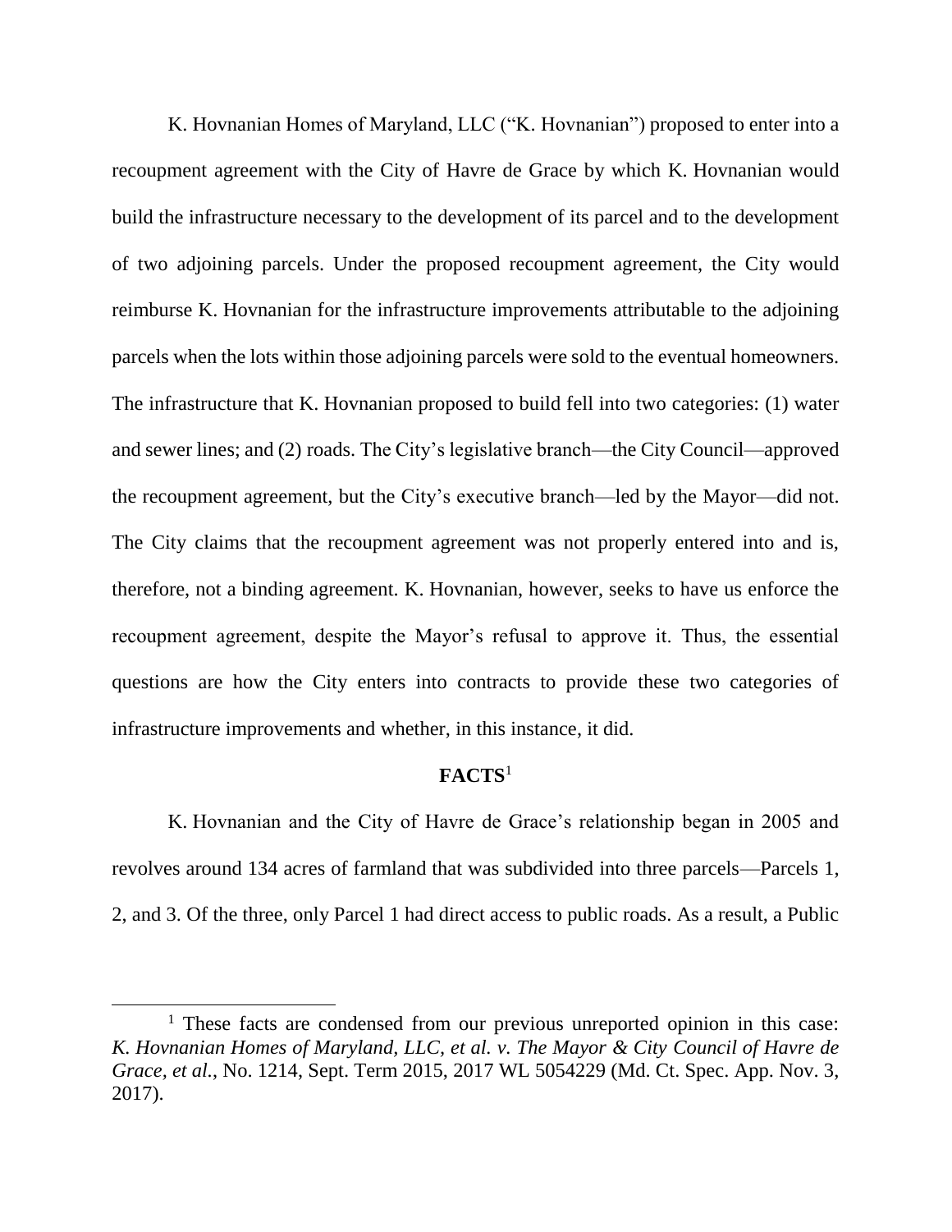K. Hovnanian Homes of Maryland, LLC ("K. Hovnanian") proposed to enter into a recoupment agreement with the City of Havre de Grace by which K. Hovnanian would build the infrastructure necessary to the development of its parcel and to the development of two adjoining parcels. Under the proposed recoupment agreement, the City would reimburse K. Hovnanian for the infrastructure improvements attributable to the adjoining parcels when the lots within those adjoining parcels were sold to the eventual homeowners. The infrastructure that K. Hovnanian proposed to build fell into two categories: (1) water and sewer lines; and (2) roads. The City's legislative branch—the City Council—approved the recoupment agreement, but the City's executive branch—led by the Mayor—did not. The City claims that the recoupment agreement was not properly entered into and is, therefore, not a binding agreement. K. Hovnanian, however, seeks to have us enforce the recoupment agreement, despite the Mayor's refusal to approve it. Thus, the essential questions are how the City enters into contracts to provide these two categories of infrastructure improvements and whether, in this instance, it did.

## FACTS[1]

K. Hovnanian and the City of Havre de Grace's relationship began in 2005 and revolves around 134 acres of farmland that was subdivided into three parcels—Parcels 1, 2, and 3. Of the three, only Parcel 1 had direct access to public roads. As a result, a Public

[1] These facts are condensed from our previous unreported opinion in this case: *K. Hovnanian Homes of Maryland, LLC, et al. v. The Mayor & City Council of Havre de Grace, et al.*, No. 1214, Sept. Term 2015, 2017 WL 5054229 (Md. Ct. Spec. App. Nov. 3, 2017).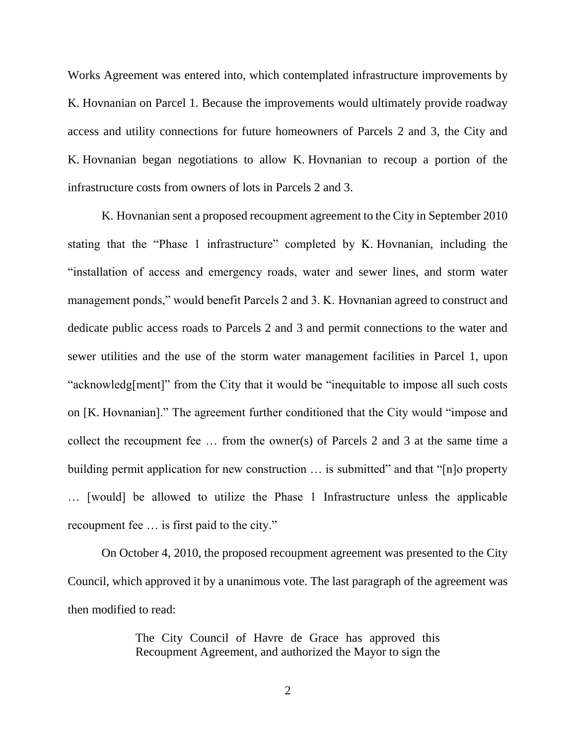Works Agreement was entered into, which contemplated infrastructure improvements by K. Hovnanian on Parcel 1. Because the improvements would ultimately provide roadway access and utility connections for future homeowners of Parcels 2 and 3, the City and K. Hovnanian began negotiations to allow K. Hovnanian to recoup a portion of the infrastructure costs from owners of lots in Parcels 2 and 3.

K. Hovnanian sent a proposed recoupment agreement to the City in September 2010 stating that the "Phase 1 infrastructure" completed by K. Hovnanian, including the "installation of access and emergency roads, water and sewer lines, and storm water management ponds," would benefit Parcels 2 and 3. K. Hovnanian agreed to construct and dedicate public access roads to Parcels 2 and 3 and permit connections to the water and sewer utilities and the use of the storm water management facilities in Parcel 1, upon "acknowledg[ment]" from the City that it would be "inequitable to impose all such costs on [K. Hovnanian]." The agreement further conditioned that the City would "impose and collect the recoupment fee … from the owner(s) of Parcels 2 and 3 at the same time a building permit application for new construction … is submitted" and that "[n]o property … [would] be allowed to utilize the Phase 1 Infrastructure unless the applicable recoupment fee … is first paid to the city."

On October 4, 2010, the proposed recoupment agreement was presented to the City Council, which approved it by a unanimous vote. The last paragraph of the agreement was then modified to read:

> The City Council of Havre de Grace has approved this Recoupment Agreement, and authorized the Mayor to sign the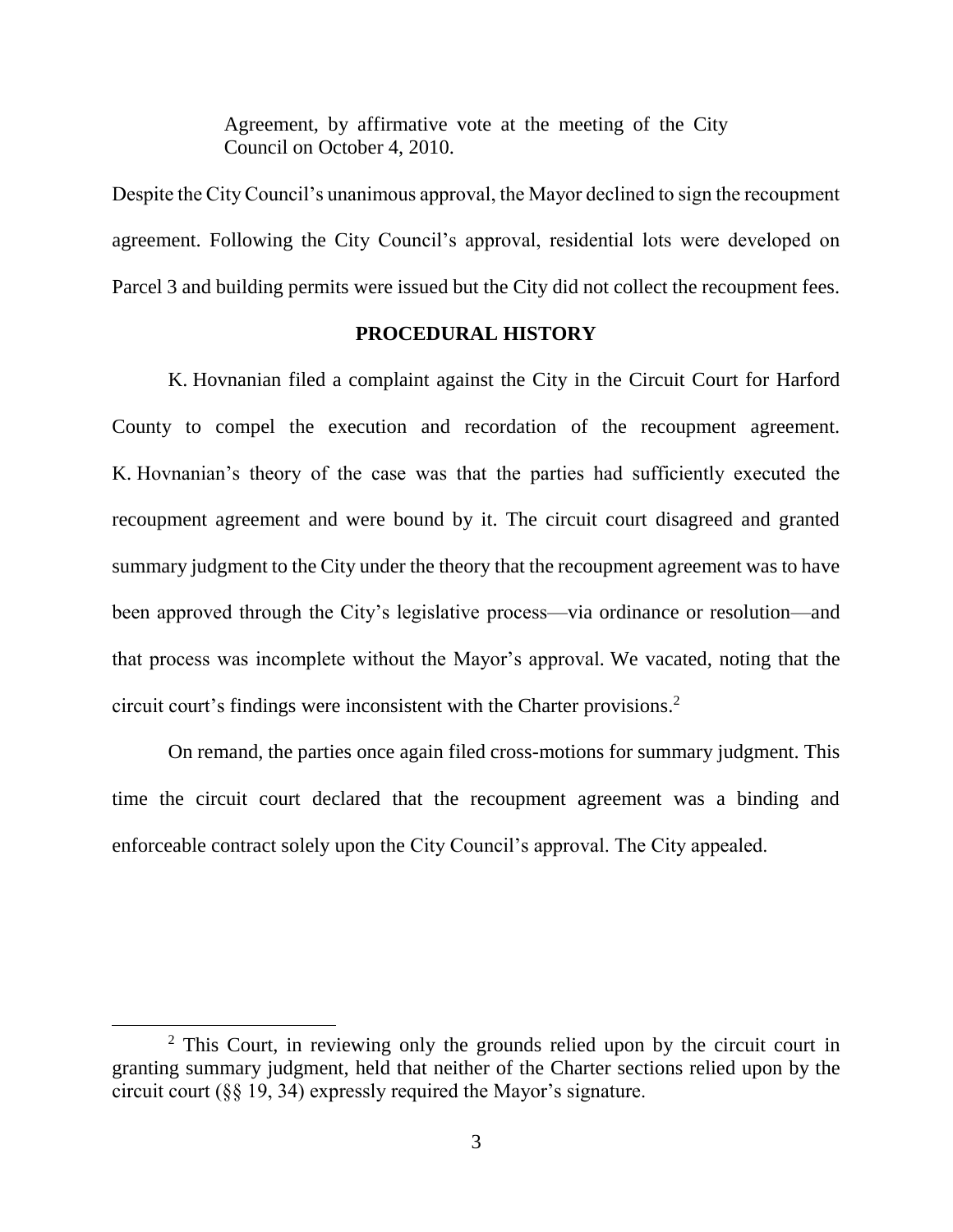> Agreement, by affirmative vote at the meeting of the City Council on October 4, 2010.

Despite the City Council's unanimous approval, the Mayor declined to sign the recoupment agreement. Following the City Council's approval, residential lots were developed on Parcel 3 and building permits were issued but the City did not collect the recoupment fees.

## PROCEDURAL HISTORY

K. Hovnanian filed a complaint against the City in the Circuit Court for Harford County to compel the execution and recordation of the recoupment agreement. K. Hovnanian's theory of the case was that the parties had sufficiently executed the recoupment agreement and were bound by it. The circuit court disagreed and granted summary judgment to the City under the theory that the recoupment agreement was to have been approved through the City's legislative process—via ordinance or resolution—and that process was incomplete without the Mayor's approval. We vacated, noting that the circuit court's findings were inconsistent with the Charter provisions.[2]

On remand, the parties once again filed cross-motions for summary judgment. This time the circuit court declared that the recoupment agreement was a binding and enforceable contract solely upon the City Council's approval. The City appealed.

---

[2] This Court, in reviewing only the grounds relied upon by the circuit court in granting summary judgment, held that neither of the Charter sections relied upon by the circuit court (§§ 19, 34) expressly required the Mayor's signature.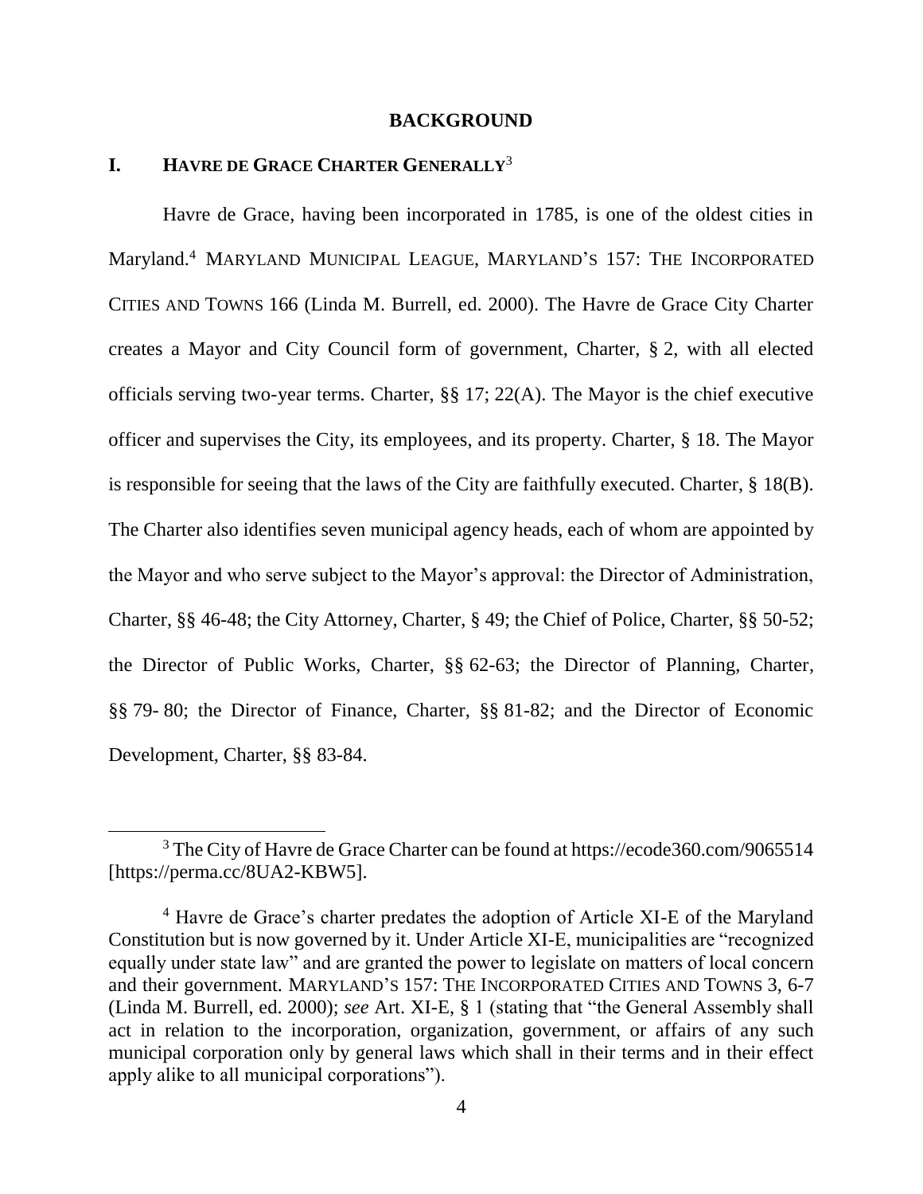## BACKGROUND

### I. HAVRE DE GRACE CHARTER GENERALLY[3]

Havre de Grace, having been incorporated in 1785, is one of the oldest cities in Maryland.[4] MARYLAND MUNICIPAL LEAGUE, MARYLAND'S 157: THE INCORPORATED CITIES AND TOWNS 166 (Linda M. Burrell, ed. 2000). The Havre de Grace City Charter creates a Mayor and City Council form of government, Charter, § 2, with all elected officials serving two-year terms. Charter, §§ 17; 22(A). The Mayor is the chief executive officer and supervises the City, its employees, and its property. Charter, § 18. The Mayor is responsible for seeing that the laws of the City are faithfully executed. Charter, § 18(B). The Charter also identifies seven municipal agency heads, each of whom are appointed by the Mayor and who serve subject to the Mayor's approval: the Director of Administration, Charter, §§ 46-48; the City Attorney, Charter, § 49; the Chief of Police, Charter, §§ 50-52; the Director of Public Works, Charter, §§ 62-63; the Director of Planning, Charter, §§ 79- 80; the Director of Finance, Charter, §§ 81-82; and the Director of Economic Development, Charter, §§ 83-84.

---

[3] The City of Havre de Grace Charter can be found at https://ecode360.com/9065514 [https://perma.cc/8UA2-KBW5].

[4] Havre de Grace's charter predates the adoption of Article XI-E of the Maryland Constitution but is now governed by it. Under Article XI-E, municipalities are "recognized equally under state law" and are granted the power to legislate on matters of local concern and their government. MARYLAND'S 157: THE INCORPORATED CITIES AND TOWNS 3, 6-7 (Linda M. Burrell, ed. 2000); *see* Art. XI-E, § 1 (stating that "the General Assembly shall act in relation to the incorporation, organization, government, or affairs of any such municipal corporation only by general laws which shall in their terms and in their effect apply alike to all municipal corporations").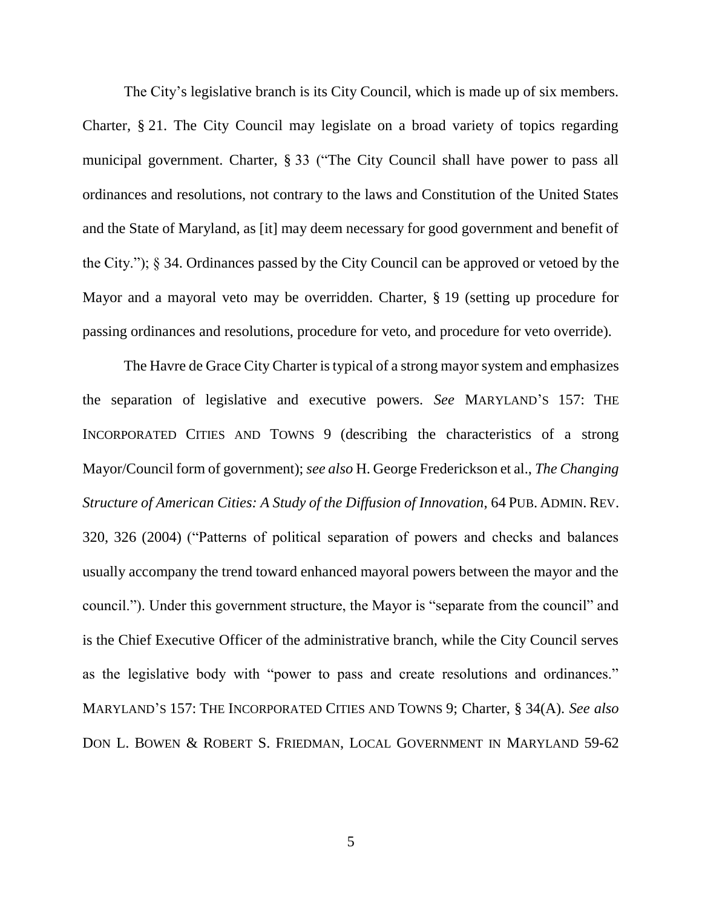The City's legislative branch is its City Council, which is made up of six members. Charter, § 21. The City Council may legislate on a broad variety of topics regarding municipal government. Charter, § 33 ("The City Council shall have power to pass all ordinances and resolutions, not contrary to the laws and Constitution of the United States and the State of Maryland, as [it] may deem necessary for good government and benefit of the City."); § 34. Ordinances passed by the City Council can be approved or vetoed by the Mayor and a mayoral veto may be overridden. Charter, § 19 (setting up procedure for passing ordinances and resolutions, procedure for veto, and procedure for veto override).

The Havre de Grace City Charter is typical of a strong mayor system and emphasizes the separation of legislative and executive powers. *See* MARYLAND'S 157: THE INCORPORATED CITIES AND TOWNS 9 (describing the characteristics of a strong Mayor/Council form of government); *see also* H. George Frederickson et al., *The Changing Structure of American Cities: A Study of the Diffusion of Innovation*, 64 PUB. ADMIN. REV. 320, 326 (2004) ("Patterns of political separation of powers and checks and balances usually accompany the trend toward enhanced mayoral powers between the mayor and the council."). Under this government structure, the Mayor is "separate from the council" and is the Chief Executive Officer of the administrative branch, while the City Council serves as the legislative body with "power to pass and create resolutions and ordinances." MARYLAND'S 157: THE INCORPORATED CITIES AND TOWNS 9; Charter, § 34(A). *See also* DON L. BOWEN & ROBERT S. FRIEDMAN, LOCAL GOVERNMENT IN MARYLAND 59-62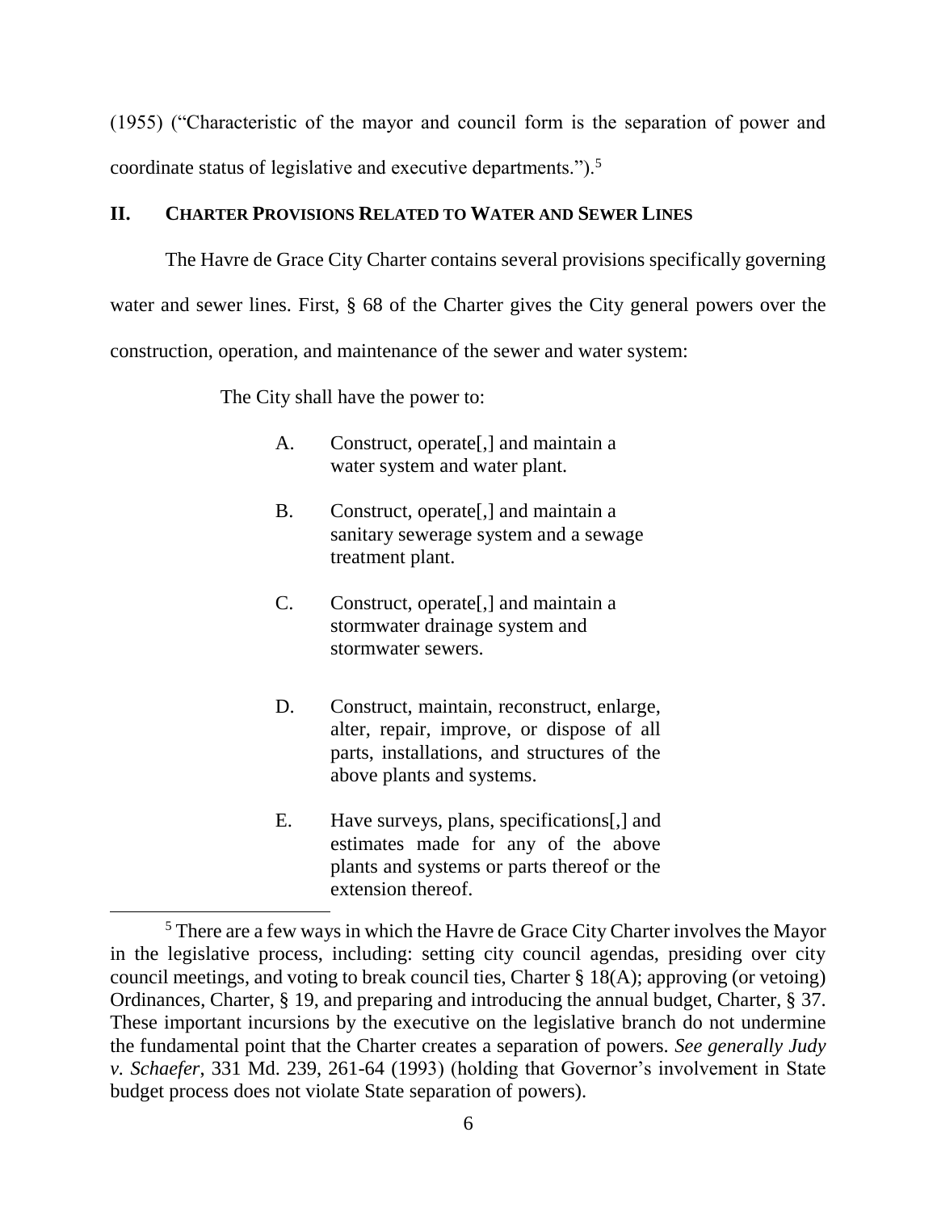(1955) ("Characteristic of the mayor and council form is the separation of power and coordinate status of legislative and executive departments.").[5]

## II. CHARTER PROVISIONS RELATED TO WATER AND SEWER LINES

The Havre de Grace City Charter contains several provisions specifically governing water and sewer lines. First, § 68 of the Charter gives the City general powers over the construction, operation, and maintenance of the sewer and water system:

> The City shall have the power to:
>
> A. Construct, operate[,] and maintain a water system and water plant.
>
> B. Construct, operate[,] and maintain a sanitary sewerage system and a sewage treatment plant.
>
> C. Construct, operate[,] and maintain a stormwater drainage system and stormwater sewers.
>
> D. Construct, maintain, reconstruct, enlarge, alter, repair, improve, or dispose of all parts, installations, and structures of the above plants and systems.
>
> E. Have surveys, plans, specifications[,] and estimates made for any of the above plants and systems or parts thereof or the extension thereof.

[5] There are a few ways in which the Havre de Grace City Charter involves the Mayor in the legislative process, including: setting city council agendas, presiding over city council meetings, and voting to break council ties, Charter § 18(A); approving (or vetoing) Ordinances, Charter, § 19, and preparing and introducing the annual budget, Charter, § 37. These important incursions by the executive on the legislative branch do not undermine the fundamental point that the Charter creates a separation of powers. *See generally Judy v. Schaefer*, 331 Md. 239, 261-64 (1993) (holding that Governor's involvement in State budget process does not violate State separation of powers).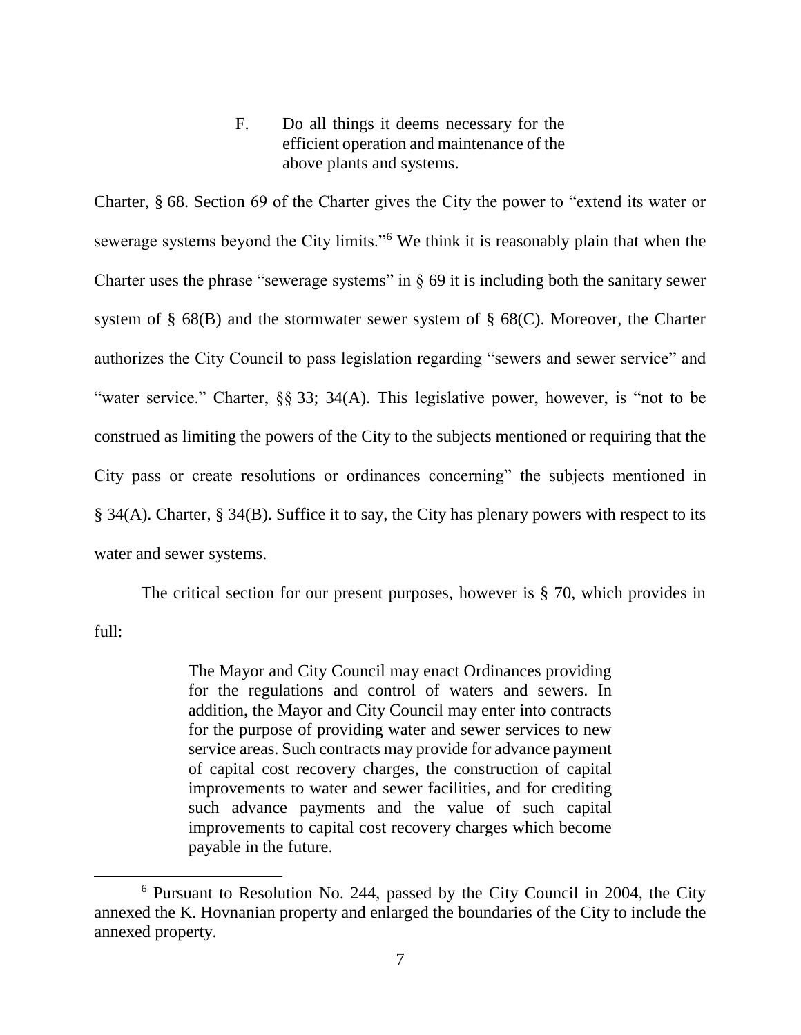> F. Do all things it deems necessary for the efficient operation and maintenance of the above plants and systems.

Charter, § 68. Section 69 of the Charter gives the City the power to "extend its water or sewerage systems beyond the City limits."[6] We think it is reasonably plain that when the Charter uses the phrase "sewerage systems" in § 69 it is including both the sanitary sewer system of § 68(B) and the stormwater sewer system of § 68(C). Moreover, the Charter authorizes the City Council to pass legislation regarding "sewers and sewer service" and "water service." Charter, §§ 33; 34(A). This legislative power, however, is "not to be construed as limiting the powers of the City to the subjects mentioned or requiring that the City pass or create resolutions or ordinances concerning" the subjects mentioned in § 34(A). Charter, § 34(B). Suffice it to say, the City has plenary powers with respect to its water and sewer systems.

The critical section for our present purposes, however is § 70, which provides in full:

> The Mayor and City Council may enact Ordinances providing for the regulations and control of waters and sewers. In addition, the Mayor and City Council may enter into contracts for the purpose of providing water and sewer services to new service areas. Such contracts may provide for advance payment of capital cost recovery charges, the construction of capital improvements to water and sewer facilities, and for crediting such advance payments and the value of such capital improvements to capital cost recovery charges which become payable in the future.

[6] Pursuant to Resolution No. 244, passed by the City Council in 2004, the City annexed the K. Hovnanian property and enlarged the boundaries of the City to include the annexed property.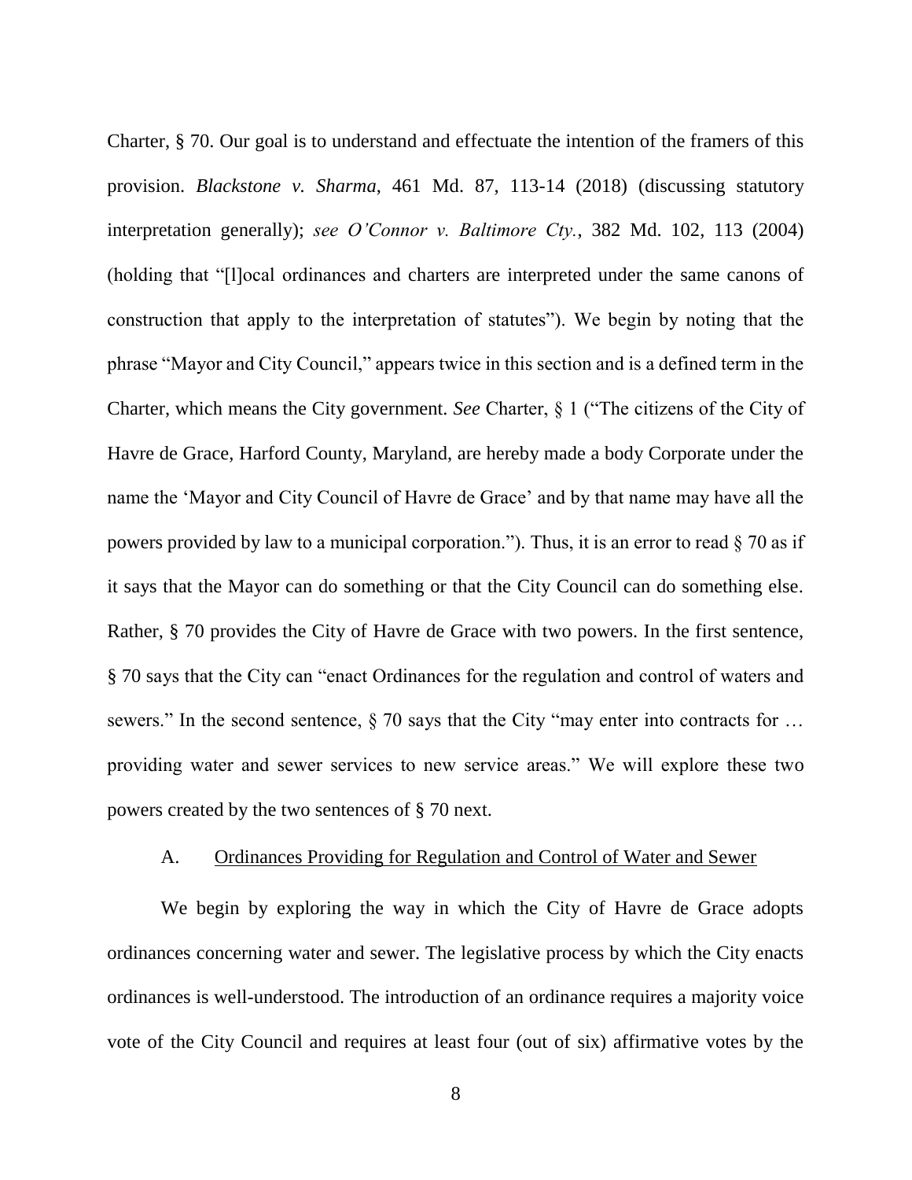Charter, § 70. Our goal is to understand and effectuate the intention of the framers of this provision. *Blackstone v. Sharma*, 461 Md. 87, 113-14 (2018) (discussing statutory interpretation generally); *see O'Connor v. Baltimore Cty.*, 382 Md. 102, 113 (2004) (holding that "[l]ocal ordinances and charters are interpreted under the same canons of construction that apply to the interpretation of statutes"). We begin by noting that the phrase "Mayor and City Council," appears twice in this section and is a defined term in the Charter, which means the City government. *See* Charter, § 1 ("The citizens of the City of Havre de Grace, Harford County, Maryland, are hereby made a body Corporate under the name the 'Mayor and City Council of Havre de Grace' and by that name may have all the powers provided by law to a municipal corporation."). Thus, it is an error to read § 70 as if it says that the Mayor can do something or that the City Council can do something else. Rather, § 70 provides the City of Havre de Grace with two powers. In the first sentence, § 70 says that the City can "enact Ordinances for the regulation and control of waters and sewers." In the second sentence, § 70 says that the City "may enter into contracts for … providing water and sewer services to new service areas." We will explore these two powers created by the two sentences of § 70 next.

### A. Ordinances Providing for Regulation and Control of Water and Sewer

We begin by exploring the way in which the City of Havre de Grace adopts ordinances concerning water and sewer. The legislative process by which the City enacts ordinances is well-understood. The introduction of an ordinance requires a majority voice vote of the City Council and requires at least four (out of six) affirmative votes by the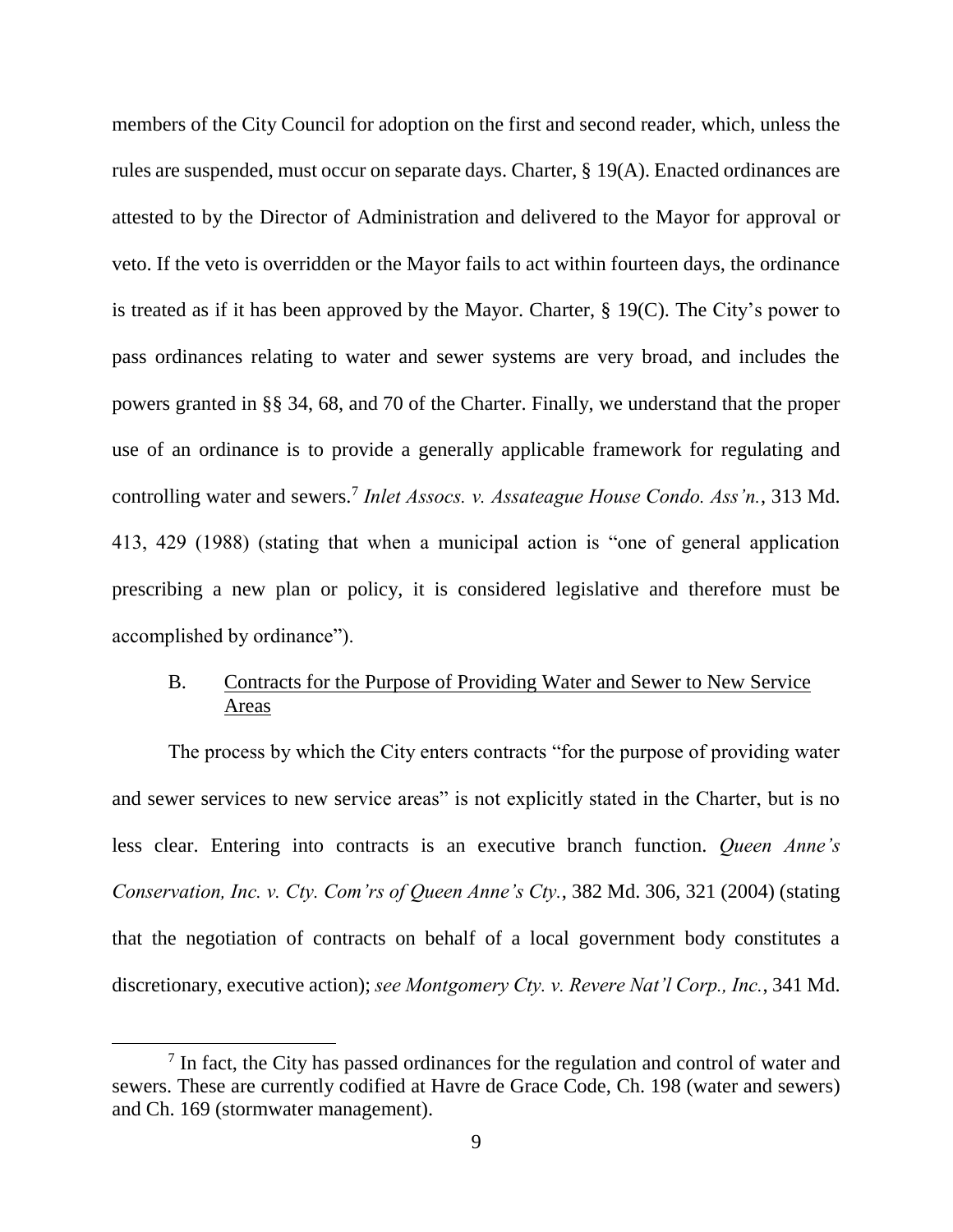members of the City Council for adoption on the first and second reader, which, unless the rules are suspended, must occur on separate days. Charter, § 19(A). Enacted ordinances are attested to by the Director of Administration and delivered to the Mayor for approval or veto. If the veto is overridden or the Mayor fails to act within fourteen days, the ordinance is treated as if it has been approved by the Mayor. Charter, § 19(C). The City's power to pass ordinances relating to water and sewer systems are very broad, and includes the powers granted in §§ 34, 68, and 70 of the Charter. Finally, we understand that the proper use of an ordinance is to provide a generally applicable framework for regulating and controlling water and sewers.[7] *Inlet Assocs. v. Assateague House Condo. Ass'n.*, 313 Md. 413, 429 (1988) (stating that when a municipal action is "one of general application prescribing a new plan or policy, it is considered legislative and therefore must be accomplished by ordinance").

### B. Contracts for the Purpose of Providing Water and Sewer to New Service Areas

The process by which the City enters contracts "for the purpose of providing water and sewer services to new service areas" is not explicitly stated in the Charter, but is no less clear. Entering into contracts is an executive branch function. *Queen Anne's Conservation, Inc. v. Cty. Com'rs of Queen Anne's Cty.*, 382 Md. 306, 321 (2004) (stating that the negotiation of contracts on behalf of a local government body constitutes a discretionary, executive action); *see Montgomery Cty. v. Revere Nat'l Corp., Inc.*, 341 Md.

---

[7] In fact, the City has passed ordinances for the regulation and control of water and sewers. These are currently codified at Havre de Grace Code, Ch. 198 (water and sewers) and Ch. 169 (stormwater management).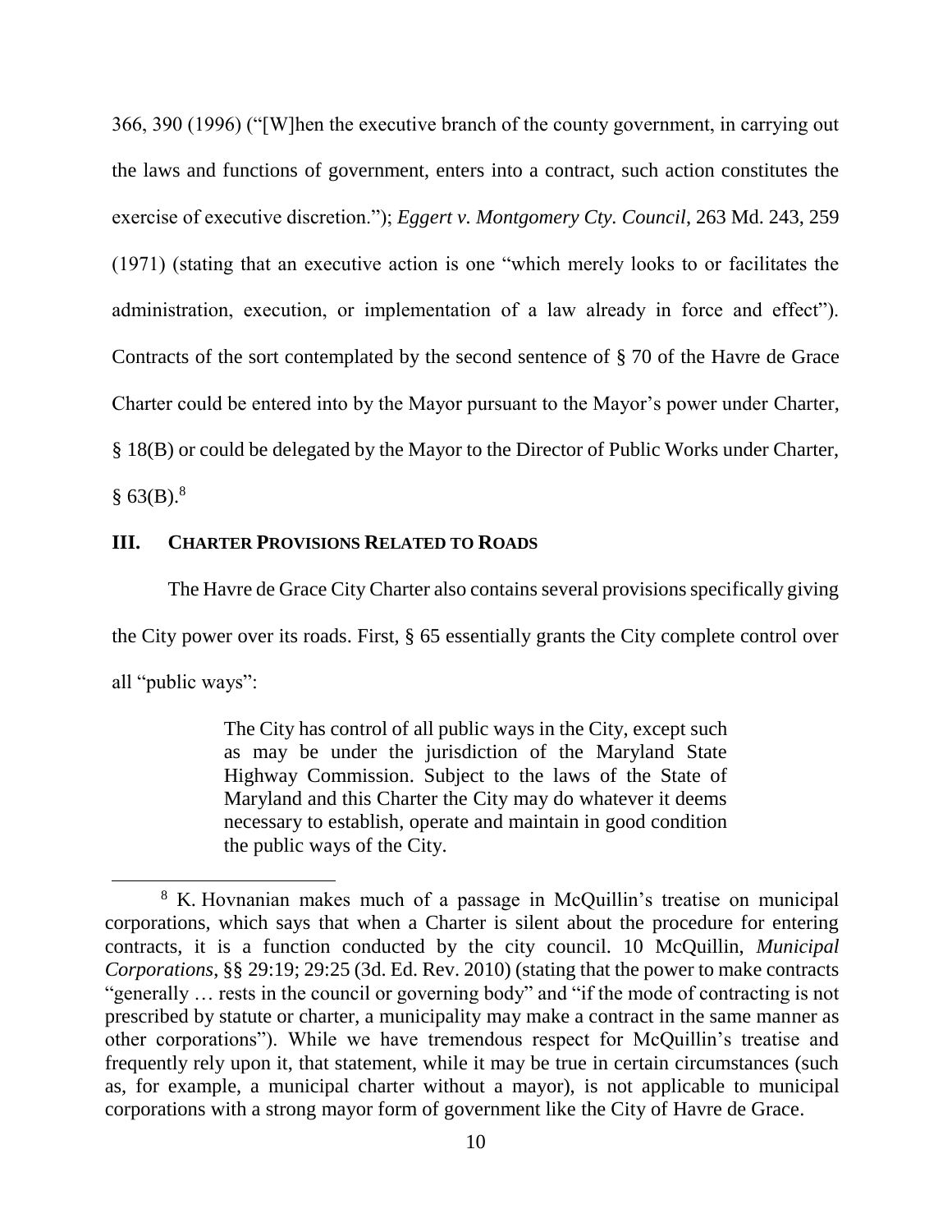366, 390 (1996) ("[W]hen the executive branch of the county government, in carrying out the laws and functions of government, enters into a contract, such action constitutes the exercise of executive discretion."); *Eggert v. Montgomery Cty. Council*, 263 Md. 243, 259 (1971) (stating that an executive action is one "which merely looks to or facilitates the administration, execution, or implementation of a law already in force and effect"). Contracts of the sort contemplated by the second sentence of § 70 of the Havre de Grace Charter could be entered into by the Mayor pursuant to the Mayor's power under Charter, § 18(B) or could be delegated by the Mayor to the Director of Public Works under Charter, § 63(B).[8]

## III. CHARTER PROVISIONS RELATED TO ROADS

The Havre de Grace City Charter also contains several provisions specifically giving the City power over its roads. First, § 65 essentially grants the City complete control over all "public ways":

> The City has control of all public ways in the City, except such as may be under the jurisdiction of the Maryland State Highway Commission. Subject to the laws of the State of Maryland and this Charter the City may do whatever it deems necessary to establish, operate and maintain in good condition the public ways of the City.

[8] K. Hovnanian makes much of a passage in McQuillin's treatise on municipal corporations, which says that when a Charter is silent about the procedure for entering contracts, it is a function conducted by the city council. 10 McQuillin, *Municipal Corporations*, §§ 29:19; 29:25 (3d. Ed. Rev. 2010) (stating that the power to make contracts "generally … rests in the council or governing body" and "if the mode of contracting is not prescribed by statute or charter, a municipality may make a contract in the same manner as other corporations"). While we have tremendous respect for McQuillin's treatise and frequently rely upon it, that statement, while it may be true in certain circumstances (such as, for example, a municipal charter without a mayor), is not applicable to municipal corporations with a strong mayor form of government like the City of Havre de Grace.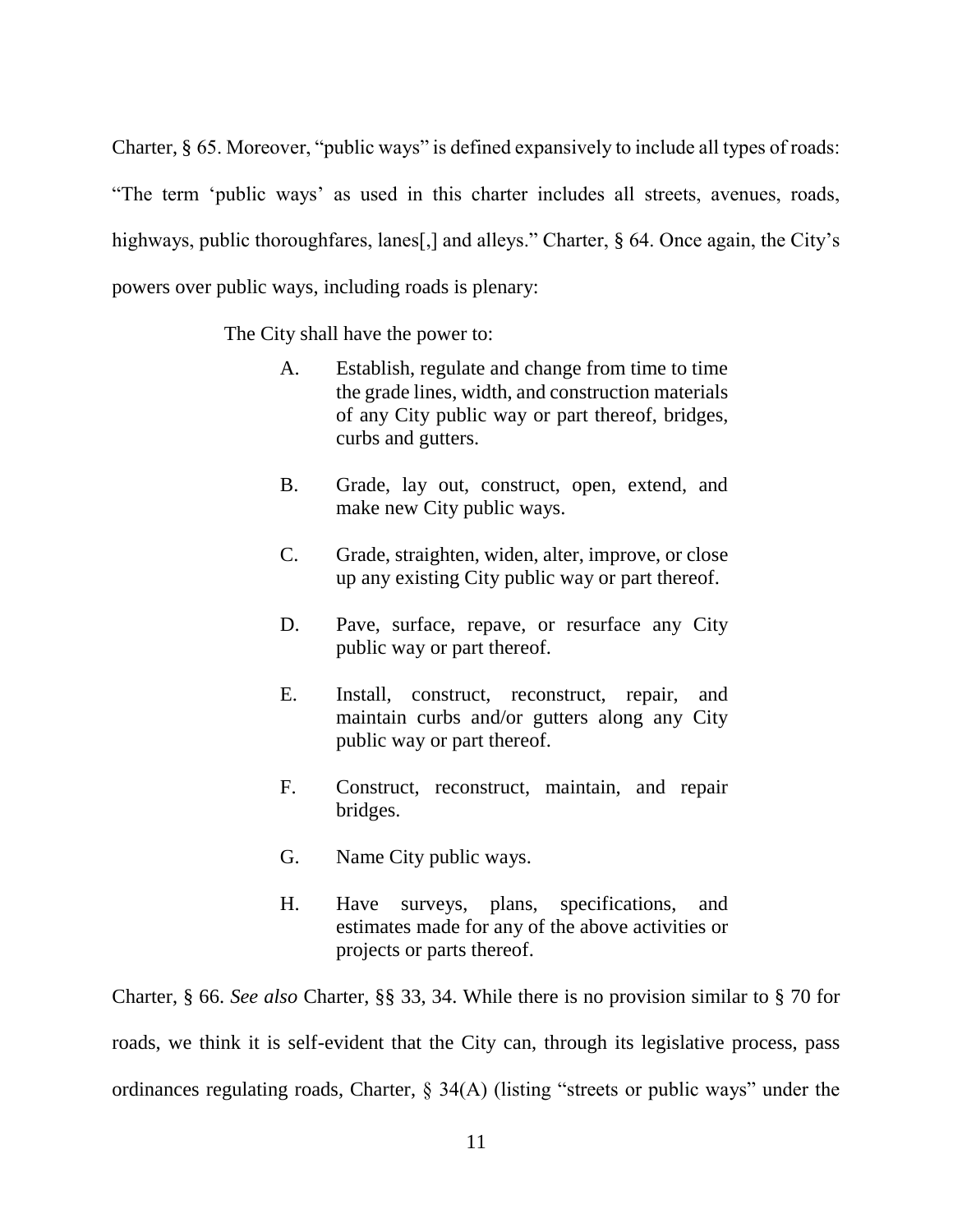Charter, § 65. Moreover, "public ways" is defined expansively to include all types of roads: "The term 'public ways' as used in this charter includes all streets, avenues, roads, highways, public thoroughfares, lanes[,] and alleys." Charter, § 64. Once again, the City's powers over public ways, including roads is plenary:

> The City shall have the power to:
>
> A. Establish, regulate and change from time to time the grade lines, width, and construction materials of any City public way or part thereof, bridges, curbs and gutters.
>
> B. Grade, lay out, construct, open, extend, and make new City public ways.
>
> C. Grade, straighten, widen, alter, improve, or close up any existing City public way or part thereof.
>
> D. Pave, surface, repave, or resurface any City public way or part thereof.
>
> E. Install, construct, reconstruct, repair, and maintain curbs and/or gutters along any City public way or part thereof.
>
> F. Construct, reconstruct, maintain, and repair bridges.
>
> G. Name City public ways.
>
> H. Have surveys, plans, specifications, and estimates made for any of the above activities or projects or parts thereof.

Charter, § 66. *See also* Charter, §§ 33, 34. While there is no provision similar to § 70 for roads, we think it is self-evident that the City can, through its legislative process, pass ordinances regulating roads, Charter, § 34(A) (listing "streets or public ways" under the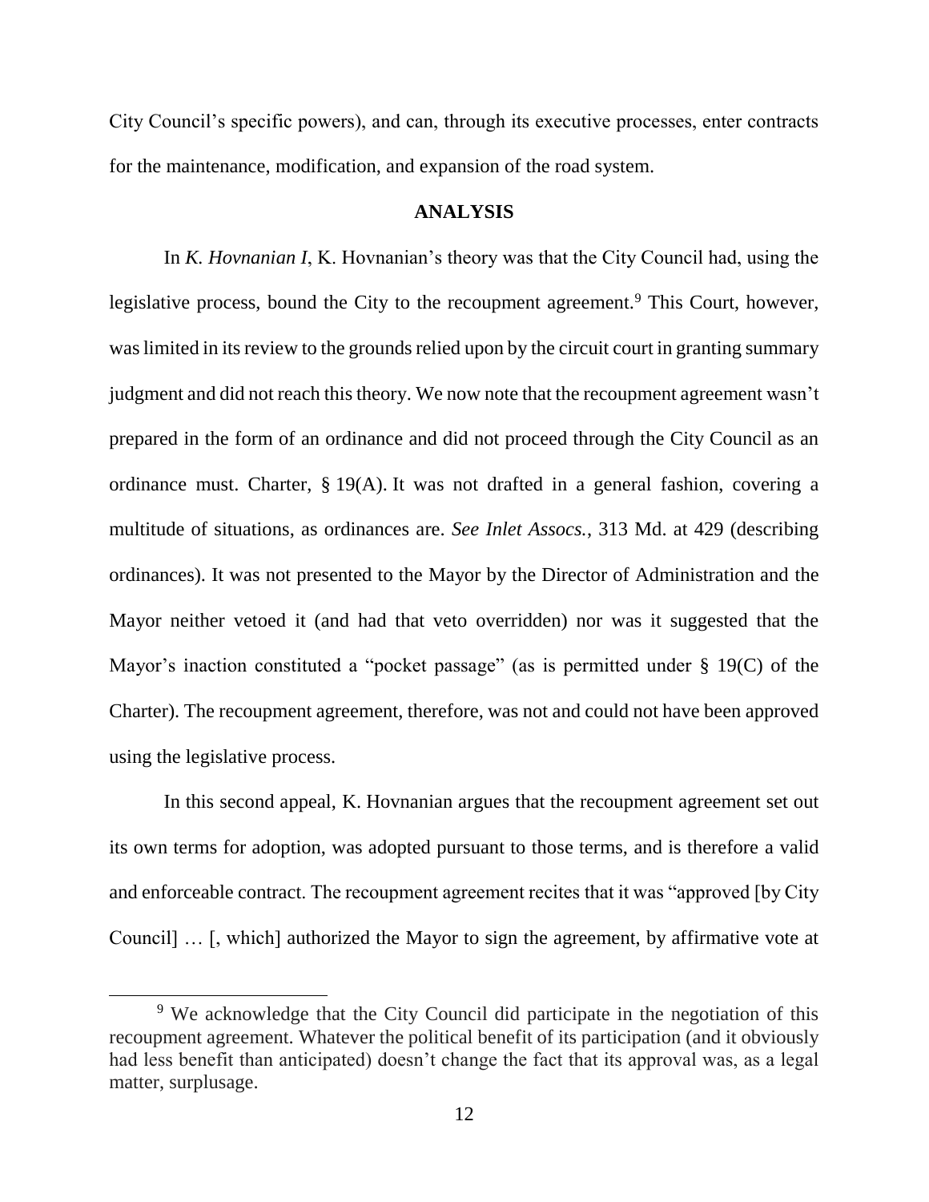City Council's specific powers), and can, through its executive processes, enter contracts for the maintenance, modification, and expansion of the road system.

## ANALYSIS

In *K. Hovnanian I*, K. Hovnanian's theory was that the City Council had, using the legislative process, bound the City to the recoupment agreement.[9] This Court, however, was limited in its review to the grounds relied upon by the circuit court in granting summary judgment and did not reach this theory. We now note that the recoupment agreement wasn't prepared in the form of an ordinance and did not proceed through the City Council as an ordinance must. Charter, § 19(A). It was not drafted in a general fashion, covering a multitude of situations, as ordinances are. *See Inlet Assocs.*, 313 Md. at 429 (describing ordinances). It was not presented to the Mayor by the Director of Administration and the Mayor neither vetoed it (and had that veto overridden) nor was it suggested that the Mayor's inaction constituted a "pocket passage" (as is permitted under § 19(C) of the Charter). The recoupment agreement, therefore, was not and could not have been approved using the legislative process.

In this second appeal, K. Hovnanian argues that the recoupment agreement set out its own terms for adoption, was adopted pursuant to those terms, and is therefore a valid and enforceable contract. The recoupment agreement recites that it was "approved [by City Council] … [, which] authorized the Mayor to sign the agreement, by affirmative vote at

[9] We acknowledge that the City Council did participate in the negotiation of this recoupment agreement. Whatever the political benefit of its participation (and it obviously had less benefit than anticipated) doesn't change the fact that its approval was, as a legal matter, surplusage.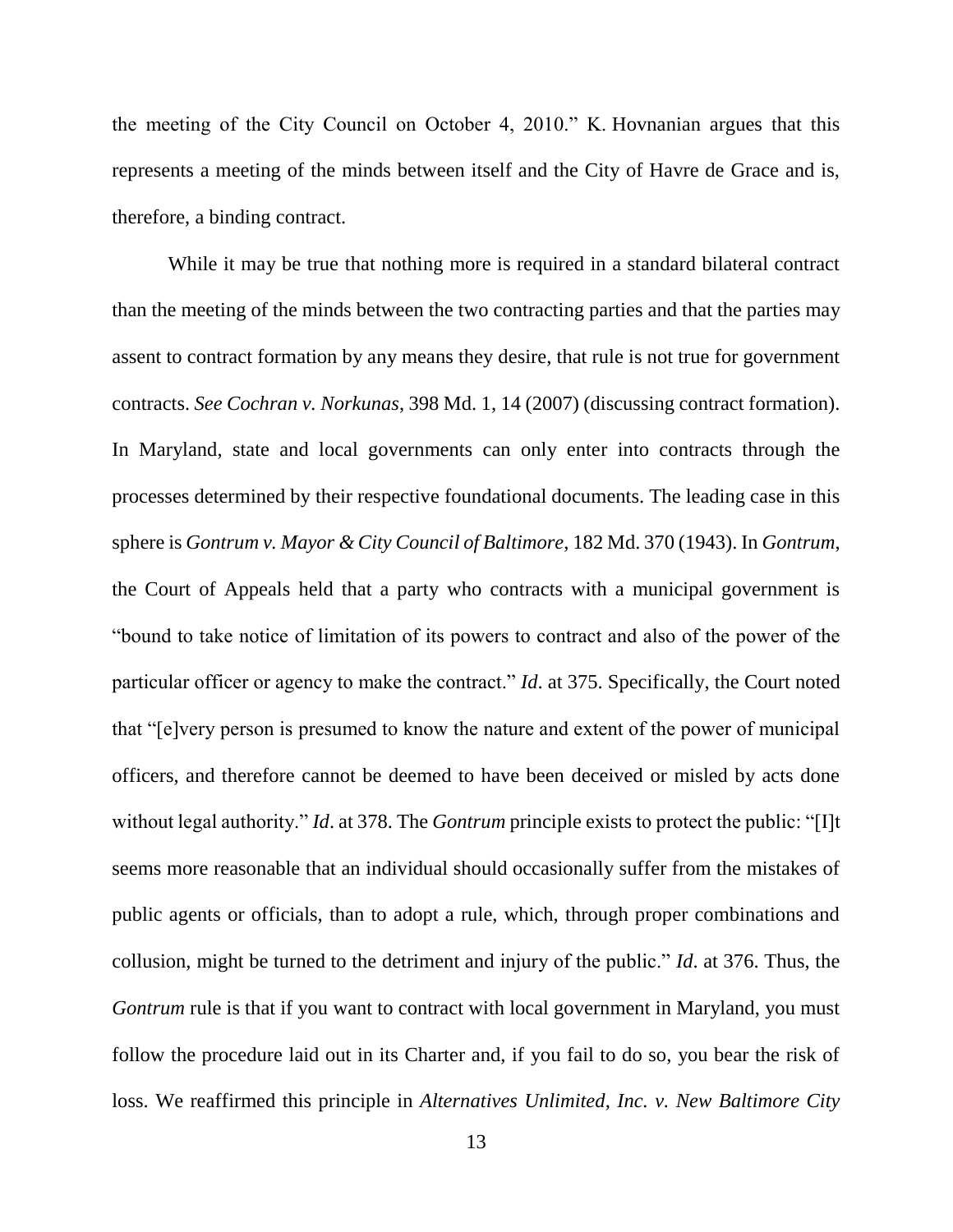the meeting of the City Council on October 4, 2010." K. Hovnanian argues that this represents a meeting of the minds between itself and the City of Havre de Grace and is, therefore, a binding contract.

While it may be true that nothing more is required in a standard bilateral contract than the meeting of the minds between the two contracting parties and that the parties may assent to contract formation by any means they desire, that rule is not true for government contracts. *See Cochran v. Norkunas*, 398 Md. 1, 14 (2007) (discussing contract formation). In Maryland, state and local governments can only enter into contracts through the processes determined by their respective foundational documents. The leading case in this sphere is *Gontrum v. Mayor & City Council of Baltimore*, 182 Md. 370 (1943). In *Gontrum*, the Court of Appeals held that a party who contracts with a municipal government is "bound to take notice of limitation of its powers to contract and also of the power of the particular officer or agency to make the contract." *Id*. at 375. Specifically, the Court noted that "[e]very person is presumed to know the nature and extent of the power of municipal officers, and therefore cannot be deemed to have been deceived or misled by acts done without legal authority." *Id*. at 378. The *Gontrum* principle exists to protect the public: "[I]t seems more reasonable that an individual should occasionally suffer from the mistakes of public agents or officials, than to adopt a rule, which, through proper combinations and collusion, might be turned to the detriment and injury of the public." *Id*. at 376. Thus, the *Gontrum* rule is that if you want to contract with local government in Maryland, you must follow the procedure laid out in its Charter and, if you fail to do so, you bear the risk of loss. We reaffirmed this principle in *Alternatives Unlimited, Inc. v. New Baltimore City*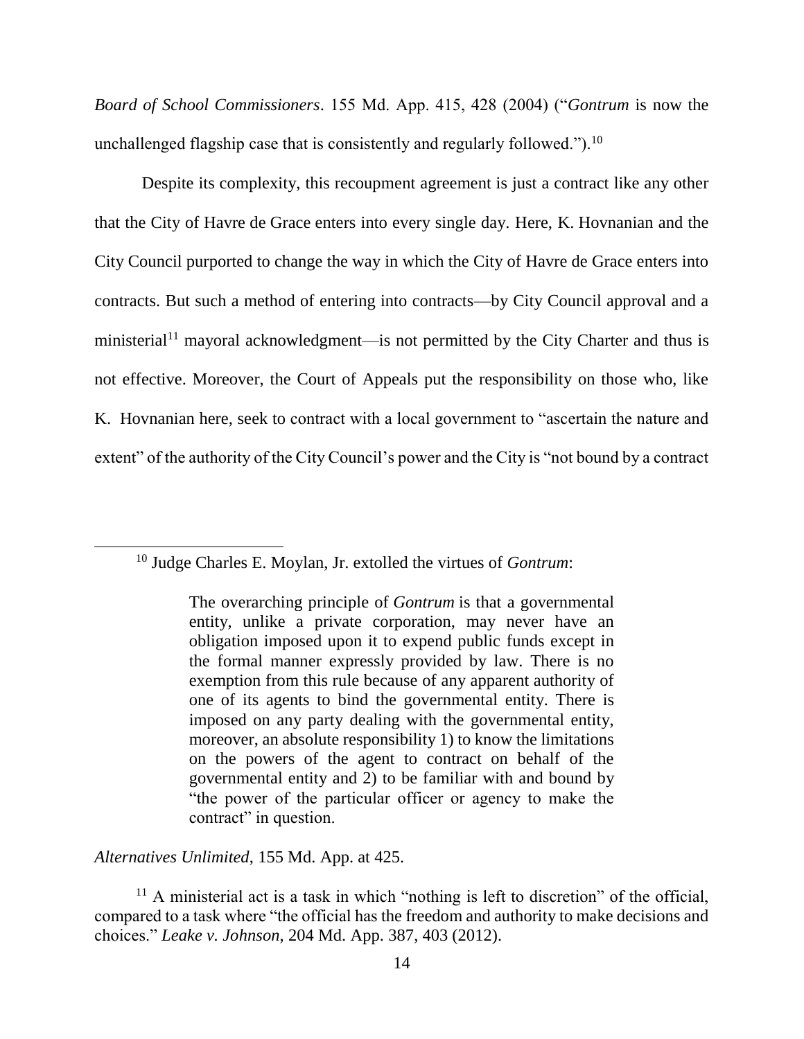*Board of School Commissioners*. 155 Md. App. 415, 428 (2004) ("*Gontrum* is now the unchallenged flagship case that is consistently and regularly followed.").[10]

Despite its complexity, this recoupment agreement is just a contract like any other that the City of Havre de Grace enters into every single day. Here, K. Hovnanian and the City Council purported to change the way in which the City of Havre de Grace enters into contracts. But such a method of entering into contracts—by City Council approval and a ministerial[11] mayoral acknowledgment—is not permitted by the City Charter and thus is not effective. Moreover, the Court of Appeals put the responsibility on those who, like K. Hovnanian here, seek to contract with a local government to "ascertain the nature and extent" of the authority of the City Council's power and the City is "not bound by a contract

---

[10] Judge Charles E. Moylan, Jr. extolled the virtues of *Gontrum*:

> The overarching principle of *Gontrum* is that a governmental entity, unlike a private corporation, may never have an obligation imposed upon it to expend public funds except in the formal manner expressly provided by law. There is no exemption from this rule because of any apparent authority of one of its agents to bind the governmental entity. There is imposed on any party dealing with the governmental entity, moreover, an absolute responsibility 1) to know the limitations on the powers of the agent to contract on behalf of the governmental entity and 2) to be familiar with and bound by "the power of the particular officer or agency to make the contract" in question.

*Alternatives Unlimited*, 155 Md. App. at 425.

[11] A ministerial act is a task in which "nothing is left to discretion" of the official, compared to a task where "the official has the freedom and authority to make decisions and choices." *Leake v. Johnson,* 204 Md. App. 387, 403 (2012).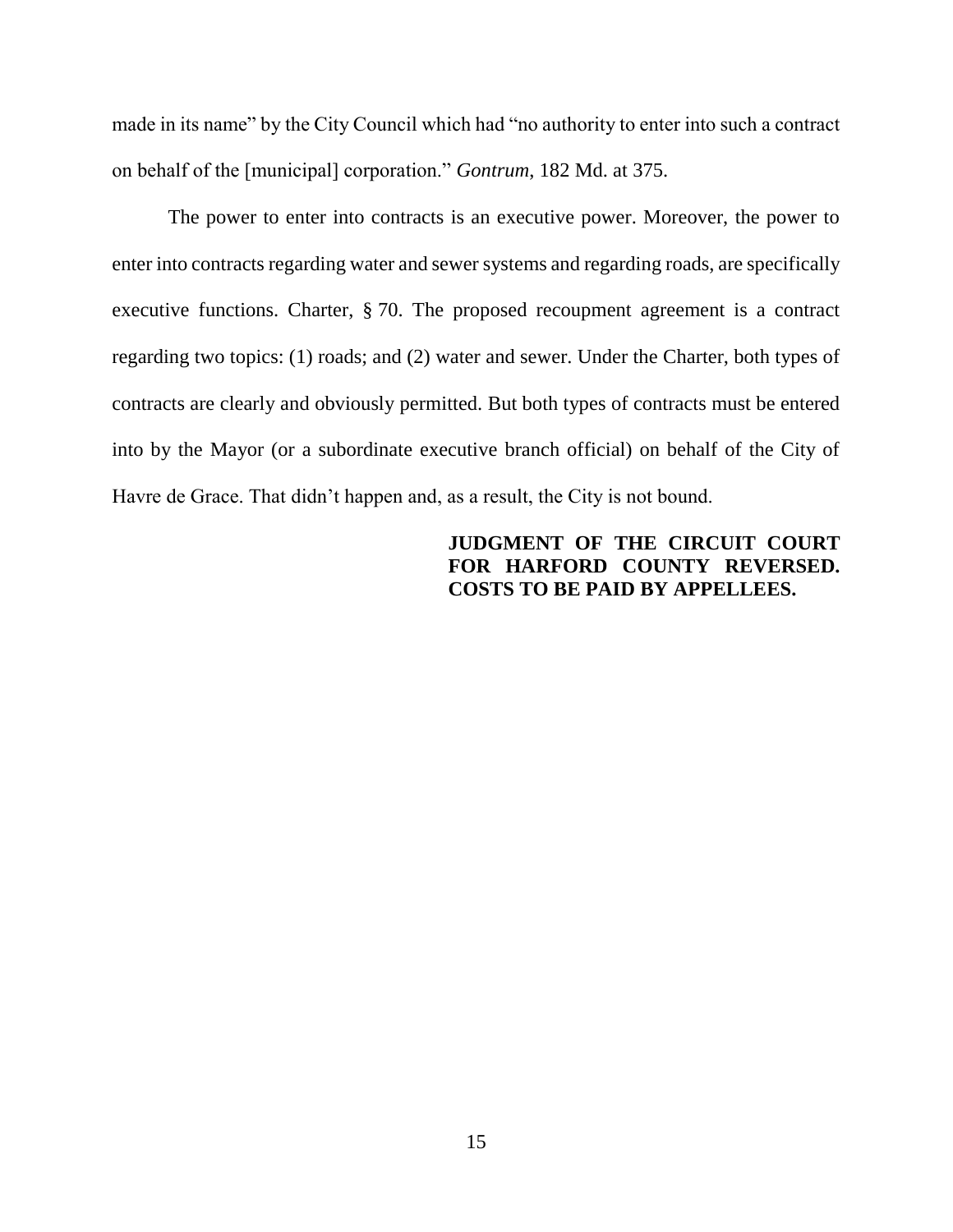made in its name" by the City Council which had "no authority to enter into such a contract on behalf of the [municipal] corporation." *Gontrum*, 182 Md. at 375.

The power to enter into contracts is an executive power. Moreover, the power to enter into contracts regarding water and sewer systems and regarding roads, are specifically executive functions. Charter, § 70. The proposed recoupment agreement is a contract regarding two topics: (1) roads; and (2) water and sewer. Under the Charter, both types of contracts are clearly and obviously permitted. But both types of contracts must be entered into by the Mayor (or a subordinate executive branch official) on behalf of the City of Havre de Grace. That didn't happen and, as a result, the City is not bound.

**JUDGMENT OF THE CIRCUIT COURT FOR HARFORD COUNTY REVERSED. COSTS TO BE PAID BY APPELLEES.**